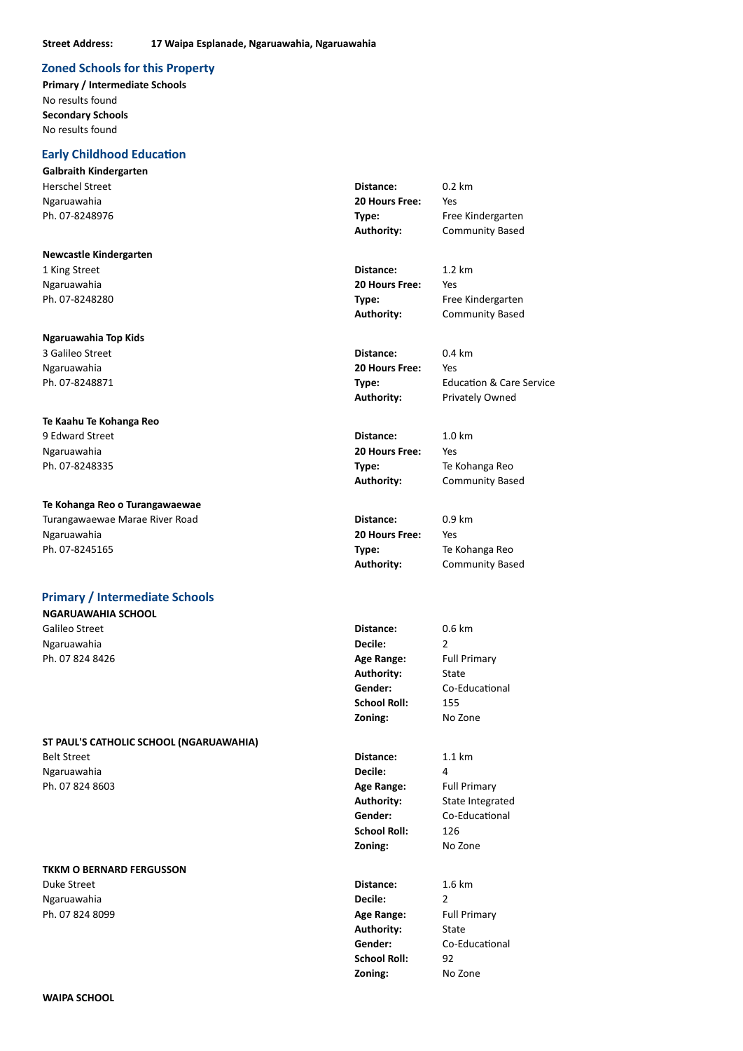**Street Address:** **17 Waipa Esplanade, Ngaruawahia, Ngaruawahia**

## Zoned Schools for this Property

**Primary / Intermediate Schools**

No results found

**Secondary Schools**

No results found

## Early Childhood Education

**Galbraith Kindergarten**

Herschel Street
Ngaruawahia
Ph. 07-8248976

| | |
|---|---|
| **Distance:** | 0.2 km |
| **20 Hours Free:** | Yes |
| **Type:** | Free Kindergarten |
| **Authority:** | Community Based |

**Newcastle Kindergarten**

1 King Street
Ngaruawahia
Ph. 07-8248280

| | |
|---|---|
| **Distance:** | 1.2 km |
| **20 Hours Free:** | Yes |
| **Type:** | Free Kindergarten |
| **Authority:** | Community Based |

**Ngaruawahia Top Kids**

3 Galileo Street
Ngaruawahia
Ph. 07-8248871

| | |
|---|---|
| **Distance:** | 0.4 km |
| **20 Hours Free:** | Yes |
| **Type:** | Education & Care Service |
| **Authority:** | Privately Owned |

**Te Kaahu Te Kohanga Reo**

9 Edward Street
Ngaruawahia
Ph. 07-8248335

| | |
|---|---|
| **Distance:** | 1.0 km |
| **20 Hours Free:** | Yes |
| **Type:** | Te Kohanga Reo |
| **Authority:** | Community Based |

**Te Kohanga Reo o Turangawaewae**

Turangawaewae Marae River Road
Ngaruawahia
Ph. 07-8245165

| | |
|---|---|
| **Distance:** | 0.9 km |
| **20 Hours Free:** | Yes |
| **Type:** | Te Kohanga Reo |
| **Authority:** | Community Based |

## Primary / Intermediate Schools

**NGARUAWAHIA SCHOOL**

Galileo Street
Ngaruawahia
Ph. 07 824 8426

| | |
|---|---|
| **Distance:** | 0.6 km |
| **Decile:** | 2 |
| **Age Range:** | Full Primary |
| **Authority:** | State |
| **Gender:** | Co-Educational |
| **School Roll:** | 155 |
| **Zoning:** | No Zone |

**ST PAUL'S CATHOLIC SCHOOL (NGARUAWAHIA)**

Belt Street
Ngaruawahia
Ph. 07 824 8603

| | |
|---|---|
| **Distance:** | 1.1 km |
| **Decile:** | 4 |
| **Age Range:** | Full Primary |
| **Authority:** | State Integrated |
| **Gender:** | Co-Educational |
| **School Roll:** | 126 |
| **Zoning:** | No Zone |

**TKKM O BERNARD FERGUSSON**

Duke Street
Ngaruawahia
Ph. 07 824 8099

| | |
|---|---|
| **Distance:** | 1.6 km |
| **Decile:** | 2 |
| **Age Range:** | Full Primary |
| **Authority:** | State |
| **Gender:** | Co-Educational |
| **School Roll:** | 92 |
| **Zoning:** | No Zone |

**WAIPA SCHOOL**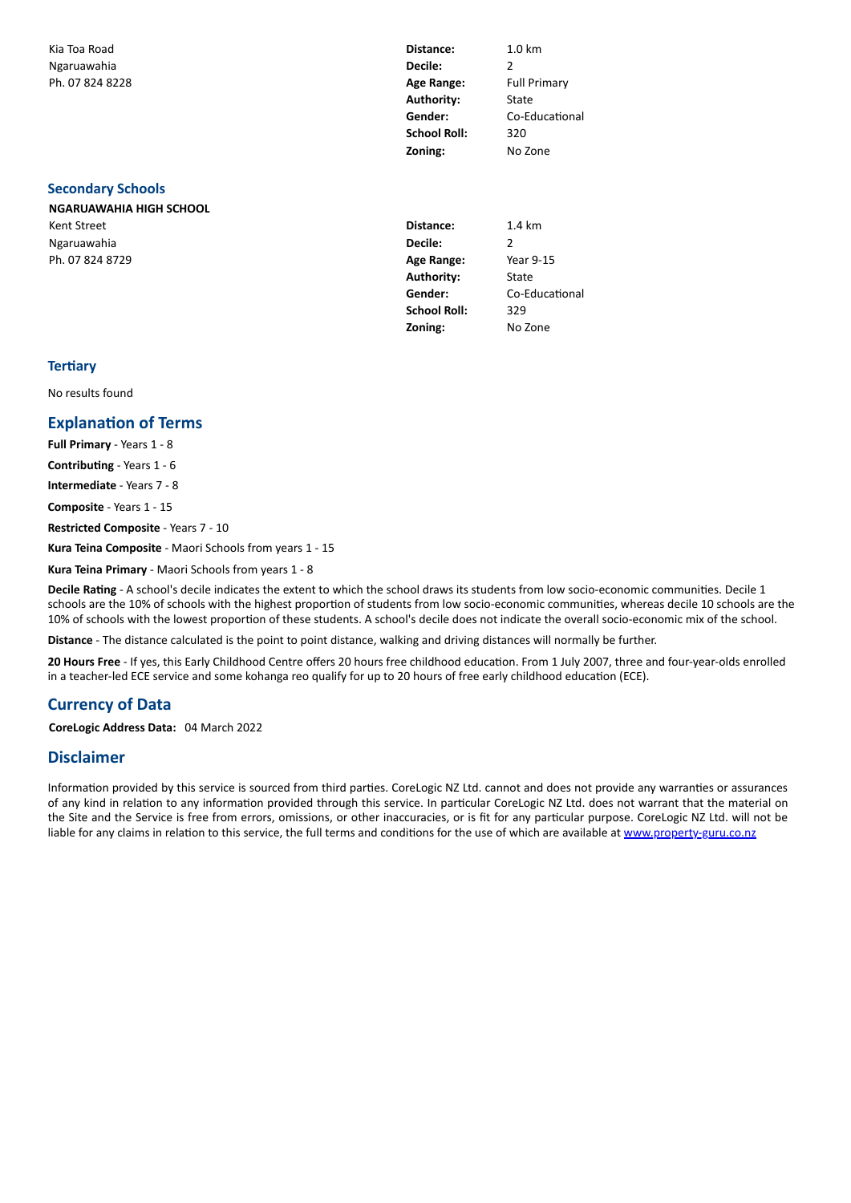Kia Toa Road
Ngaruawahia
Ph. 07 824 8228

| | |
|---|---|
| **Distance:** | 1.0 km |
| **Decile:** | 2 |
| **Age Range:** | Full Primary |
| **Authority:** | State |
| **Gender:** | Co-Educational |
| **School Roll:** | 320 |
| **Zoning:** | No Zone |

## Secondary Schools

**NGARUAWAHIA HIGH SCHOOL**

Kent Street
Ngaruawahia
Ph. 07 824 8729

| | |
|---|---|
| **Distance:** | 1.4 km |
| **Decile:** | 2 |
| **Age Range:** | Year 9-15 |
| **Authority:** | State |
| **Gender:** | Co-Educational |
| **School Roll:** | 329 |
| **Zoning:** | No Zone |

## Tertiary

No results found

## Explanation of Terms

**Full Primary** - Years 1 - 8

**Contributing** - Years 1 - 6

**Intermediate** - Years 7 - 8

**Composite** - Years 1 - 15

**Restricted Composite** - Years 7 - 10

**Kura Teina Composite** - Maori Schools from years 1 - 15

**Kura Teina Primary** - Maori Schools from years 1 - 8

**Decile Rating** - A school's decile indicates the extent to which the school draws its students from low socio-economic communities. Decile 1 schools are the 10% of schools with the highest proportion of students from low socio-economic communities, whereas decile 10 schools are the 10% of schools with the lowest proportion of these students. A school's decile does not indicate the overall socio-economic mix of the school.

**Distance** - The distance calculated is the point to point distance, walking and driving distances will normally be further.

**20 Hours Free** - If yes, this Early Childhood Centre offers 20 hours free childhood education. From 1 July 2007, three and four-year-olds enrolled in a teacher-led ECE service and some kohanga reo qualify for up to 20 hours of free early childhood education (ECE).

## Currency of Data

**CoreLogic Address Data:** 04 March 2022

## Disclaimer

Information provided by this service is sourced from third parties. CoreLogic NZ Ltd. cannot and does not provide any warranties or assurances of any kind in relation to any information provided through this service. In particular CoreLogic NZ Ltd. does not warrant that the material on the Site and the Service is free from errors, omissions, or other inaccuracies, or is fit for any particular purpose. CoreLogic NZ Ltd. will not be liable for any claims in relation to this service, the full terms and conditions for the use of which are available at www.property-guru.co.nz